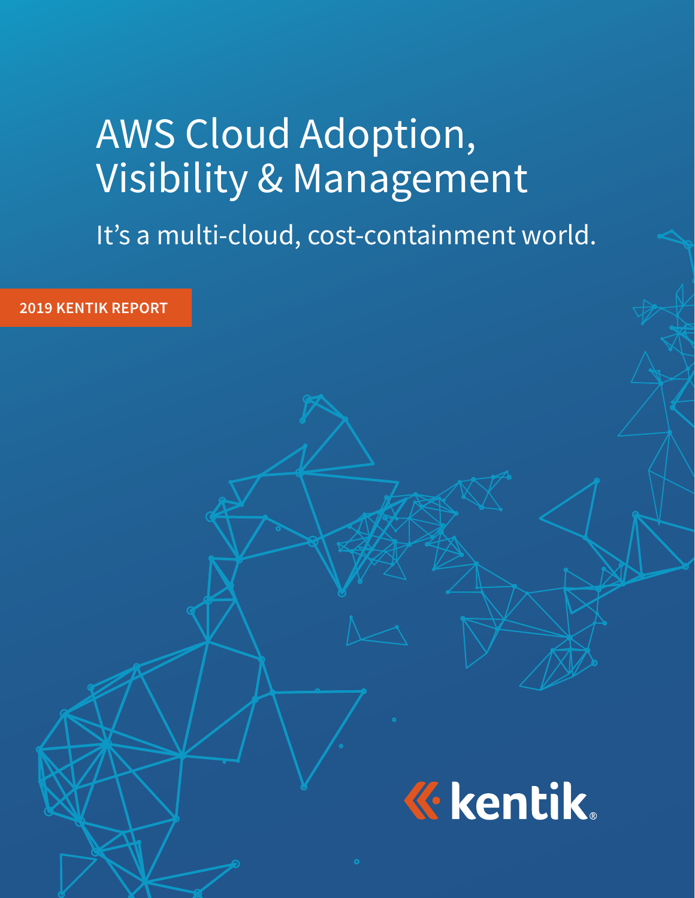# AWS Cloud Adoption, Visibility & Management

## It's a multi-cloud, cost-containment world.

**2019 KENTIK REPORT**

kentik®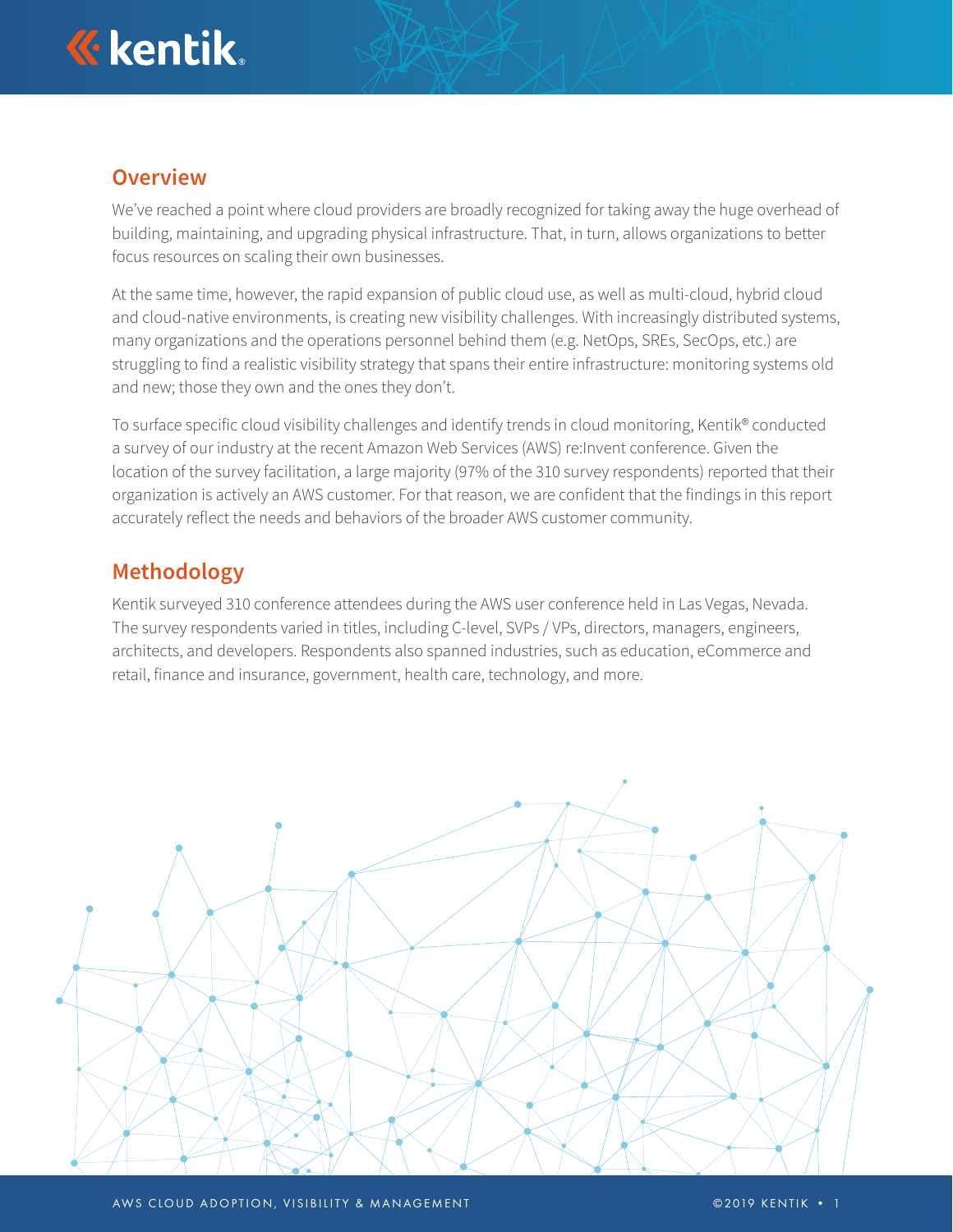## Overview

We've reached a point where cloud providers are broadly recognized for taking away the huge overhead of building, maintaining, and upgrading physical infrastructure. That, in turn, allows organizations to better focus resources on scaling their own businesses.

At the same time, however, the rapid expansion of public cloud use, as well as multi-cloud, hybrid cloud and cloud-native environments, is creating new visibility challenges. With increasingly distributed systems, many organizations and the operations personnel behind them (e.g. NetOps, SREs, SecOps, etc.) are struggling to find a realistic visibility strategy that spans their entire infrastructure: monitoring systems old and new; those they own and the ones they don't.

To surface specific cloud visibility challenges and identify trends in cloud monitoring, Kentik® conducted a survey of our industry at the recent Amazon Web Services (AWS) re:Invent conference. Given the location of the survey facilitation, a large majority (97% of the 310 survey respondents) reported that their organization is actively an AWS customer. For that reason, we are confident that the findings in this report accurately reflect the needs and behaviors of the broader AWS customer community.

## Methodology

Kentik surveyed 310 conference attendees during the AWS user conference held in Las Vegas, Nevada. The survey respondents varied in titles, including C-level, SVPs / VPs, directors, managers, engineers, architects, and developers. Respondents also spanned industries, such as education, eCommerce and retail, finance and insurance, government, health care, technology, and more.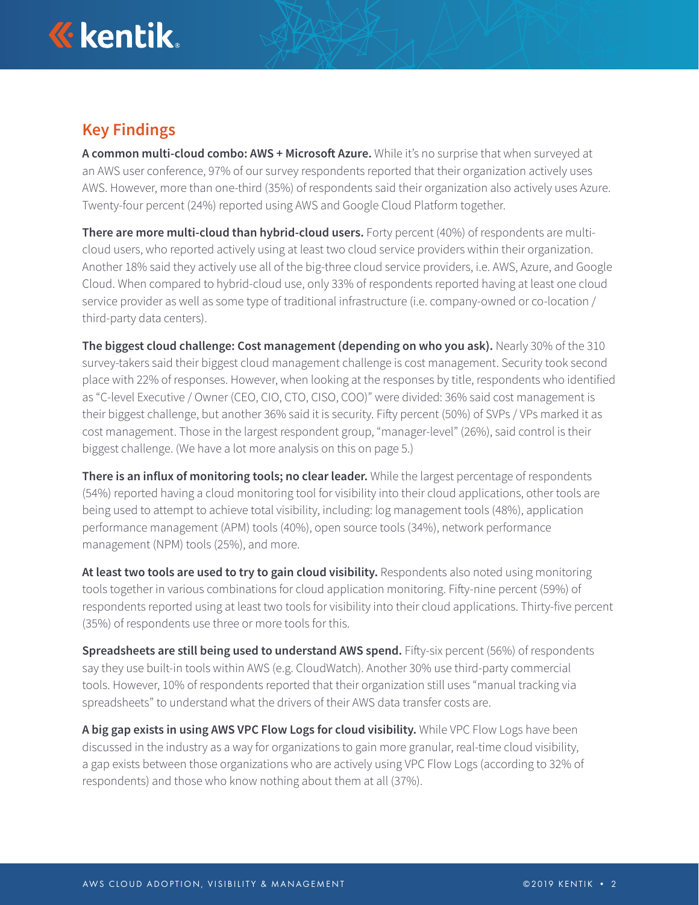## Key Findings

**A common multi-cloud combo: AWS + Microsoft Azure.** While it's no surprise that when surveyed at an AWS user conference, 97% of our survey respondents reported that their organization actively uses AWS. However, more than one-third (35%) of respondents said their organization also actively uses Azure. Twenty-four percent (24%) reported using AWS and Google Cloud Platform together.

**There are more multi-cloud than hybrid-cloud users.** Forty percent (40%) of respondents are multi-cloud users, who reported actively using at least two cloud service providers within their organization. Another 18% said they actively use all of the big-three cloud service providers, i.e. AWS, Azure, and Google Cloud. When compared to hybrid-cloud use, only 33% of respondents reported having at least one cloud service provider as well as some type of traditional infrastructure (i.e. company-owned or co-location / third-party data centers).

**The biggest cloud challenge: Cost management (depending on who you ask).** Nearly 30% of the 310 survey-takers said their biggest cloud management challenge is cost management. Security took second place with 22% of responses. However, when looking at the responses by title, respondents who identified as "C-level Executive / Owner (CEO, CIO, CTO, CISO, COO)" were divided: 36% said cost management is their biggest challenge, but another 36% said it is security. Fifty percent (50%) of SVPs / VPs marked it as cost management. Those in the largest respondent group, "manager-level" (26%), said control is their biggest challenge. (We have a lot more analysis on this on page 5.)

**There is an influx of monitoring tools; no clear leader.** While the largest percentage of respondents (54%) reported having a cloud monitoring tool for visibility into their cloud applications, other tools are being used to attempt to achieve total visibility, including: log management tools (48%), application performance management (APM) tools (40%), open source tools (34%), network performance management (NPM) tools (25%), and more.

**At least two tools are used to try to gain cloud visibility.** Respondents also noted using monitoring tools together in various combinations for cloud application monitoring. Fifty-nine percent (59%) of respondents reported using at least two tools for visibility into their cloud applications. Thirty-five percent (35%) of respondents use three or more tools for this.

**Spreadsheets are still being used to understand AWS spend.** Fifty-six percent (56%) of respondents say they use built-in tools within AWS (e.g. CloudWatch). Another 30% use third-party commercial tools. However, 10% of respondents reported that their organization still uses "manual tracking via spreadsheets" to understand what the drivers of their AWS data transfer costs are.

**A big gap exists in using AWS VPC Flow Logs for cloud visibility.** While VPC Flow Logs have been discussed in the industry as a way for organizations to gain more granular, real-time cloud visibility, a gap exists between those organizations who are actively using VPC Flow Logs (according to 32% of respondents) and those who know nothing about them at all (37%).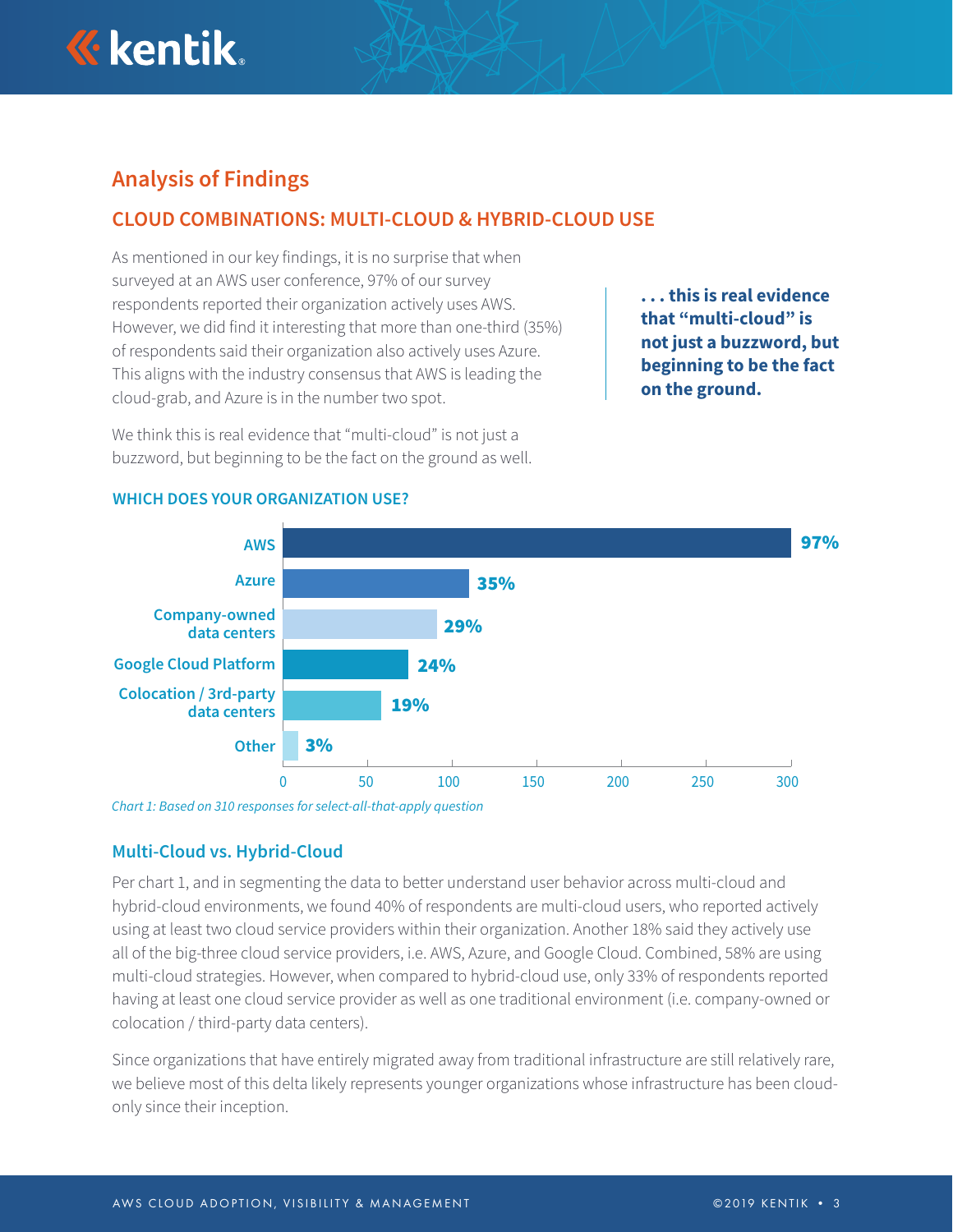# Analysis of Findings

## CLOUD COMBINATIONS: MULTI-CLOUD & HYBRID-CLOUD USE

As mentioned in our key findings, it is no surprise that when surveyed at an AWS user conference, 97% of our survey respondents reported their organization actively uses AWS. However, we did find it interesting that more than one-third (35%) of respondents said their organization also actively uses Azure. This aligns with the industry consensus that AWS is leading the cloud-grab, and Azure is in the number two spot.

We think this is real evidence that "multi-cloud" is not just a buzzword, but beginning to be the fact on the ground as well.

> **. . . this is real evidence that "multi-cloud" is not just a buzzword, but beginning to be the fact on the ground.**

### WHICH DOES YOUR ORGANIZATION USE?

| Option | Percentage |
|---|---|
| AWS | 97% |
| Azure | 35% |
| Company-owned data centers | 29% |
| Google Cloud Platform | 24% |
| Colocation / 3rd-party data centers | 19% |
| Other | 3% |

*Chart 1: Based on 310 responses for select-all-that-apply question*

### Multi-Cloud vs. Hybrid-Cloud

Per chart 1, and in segmenting the data to better understand user behavior across multi-cloud and hybrid-cloud environments, we found 40% of respondents are multi-cloud users, who reported actively using at least two cloud service providers within their organization. Another 18% said they actively use all of the big-three cloud service providers, i.e. AWS, Azure, and Google Cloud. Combined, 58% are using multi-cloud strategies. However, when compared to hybrid-cloud use, only 33% of respondents reported having at least one cloud service provider as well as one traditional environment (i.e. company-owned or colocation / third-party data centers).

Since organizations that have entirely migrated away from traditional infrastructure are still relatively rare, we believe most of this delta likely represents younger organizations whose infrastructure has been cloud-only since their inception.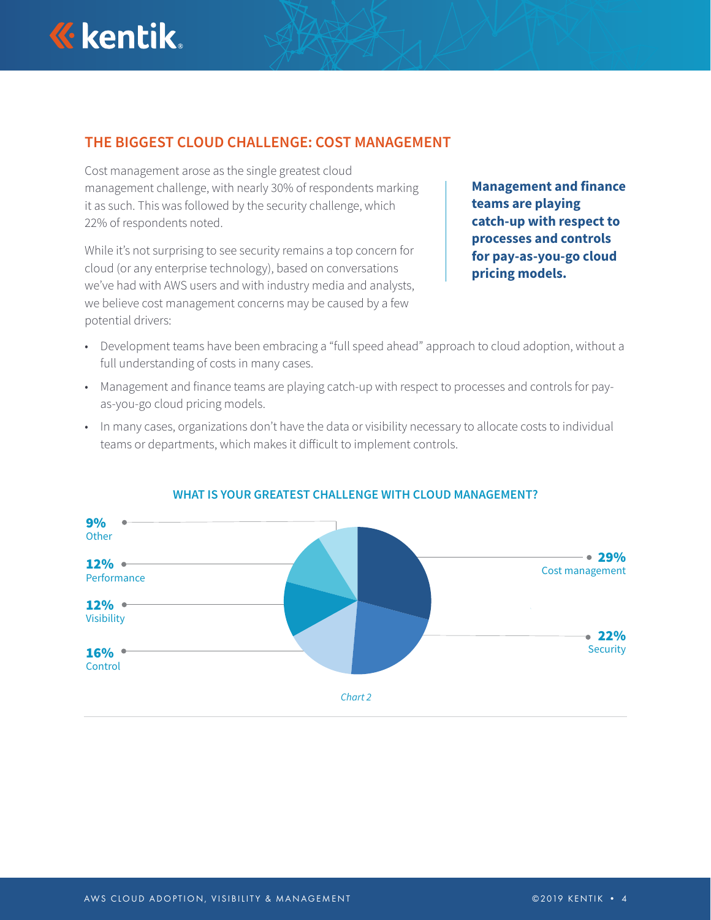## THE BIGGEST CLOUD CHALLENGE: COST MANAGEMENT

Cost management arose as the single greatest cloud management challenge, with nearly 30% of respondents marking it as such. This was followed by the security challenge, which 22% of respondents noted.

While it's not surprising to see security remains a top concern for cloud (or any enterprise technology), based on conversations we've had with AWS users and with industry media and analysts, we believe cost management concerns may be caused by a few potential drivers:

**Management and finance teams are playing catch-up with respect to processes and controls for pay-as-you-go cloud pricing models.**

- Development teams have been embracing a "full speed ahead" approach to cloud adoption, without a full understanding of costs in many cases.
- Management and finance teams are playing catch-up with respect to processes and controls for pay-as-you-go cloud pricing models.
- In many cases, organizations don't have the data or visibility necessary to allocate costs to individual teams or departments, which makes it difficult to implement controls.

### WHAT IS YOUR GREATEST CHALLENGE WITH CLOUD MANAGEMENT?

| Challenge | Percentage |
| --- | --- |
| Cost management | 29% |
| Security | 22% |
| Control | 16% |
| Visibility | 12% |
| Performance | 12% |
| Other | 9% |

*Chart 2*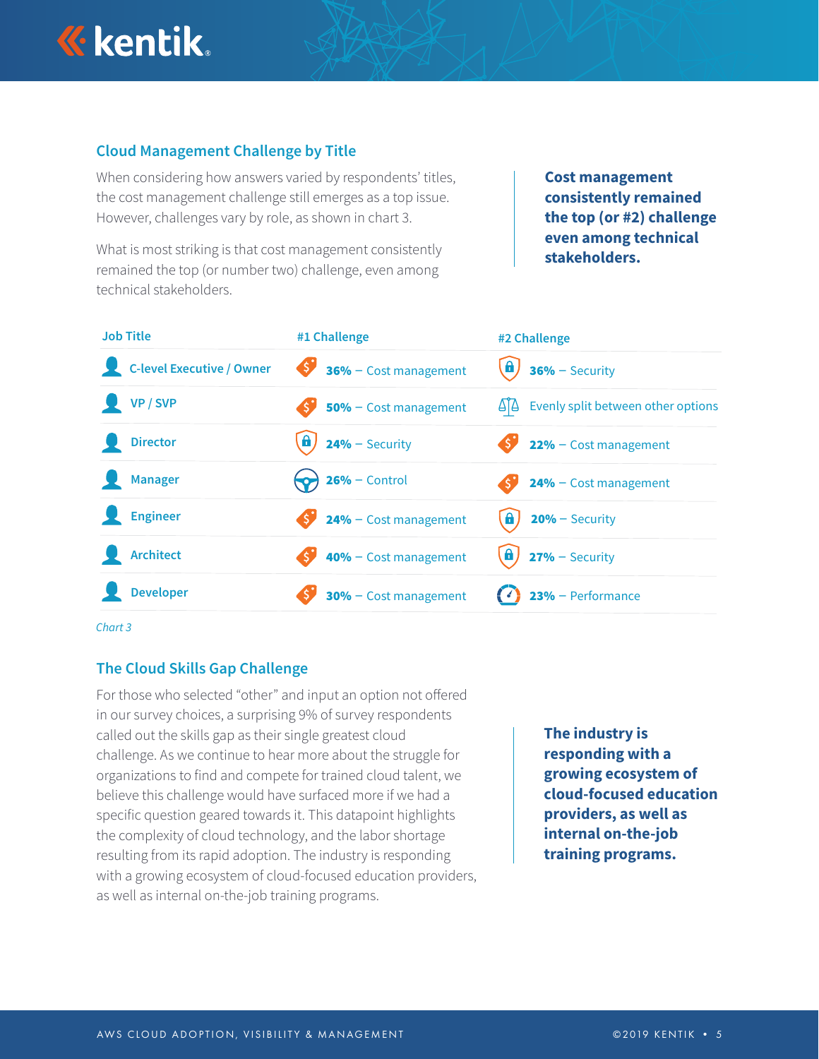## Cloud Management Challenge by Title

When considering how answers varied by respondents' titles, the cost management challenge still emerges as a top issue. However, challenges vary by role, as shown in chart 3.

What is most striking is that cost management consistently remained the top (or number two) challenge, even among technical stakeholders.

**Cost management consistently remained the top (or #2) challenge even among technical stakeholders.**

| Job Title | #1 Challenge | #2 Challenge |
|---|---|---|
| C-level Executive / Owner | **36%** – Cost management | **36%** – Security |
| VP / SVP | **50%** – Cost management | Evenly split between other options |
| Director | **24%** – Security | **22%** – Cost management |
| Manager | **26%** – Control | **24%** – Cost management |
| Engineer | **24%** – Cost management | **20%** – Security |
| Architect | **40%** – Cost management | **27%** – Security |
| Developer | **30%** – Cost management | **23%** – Performance |

*Chart 3*

## The Cloud Skills Gap Challenge

For those who selected "other" and input an option not offered in our survey choices, a surprising 9% of survey respondents called out the skills gap as their single greatest cloud challenge. As we continue to hear more about the struggle for organizations to find and compete for trained cloud talent, we believe this challenge would have surfaced more if we had a specific question geared towards it. This datapoint highlights the complexity of cloud technology, and the labor shortage resulting from its rapid adoption. The industry is responding with a growing ecosystem of cloud-focused education providers, as well as internal on-the-job training programs.

**The industry is responding with a growing ecosystem of cloud-focused education providers, as well as internal on-the-job training programs.**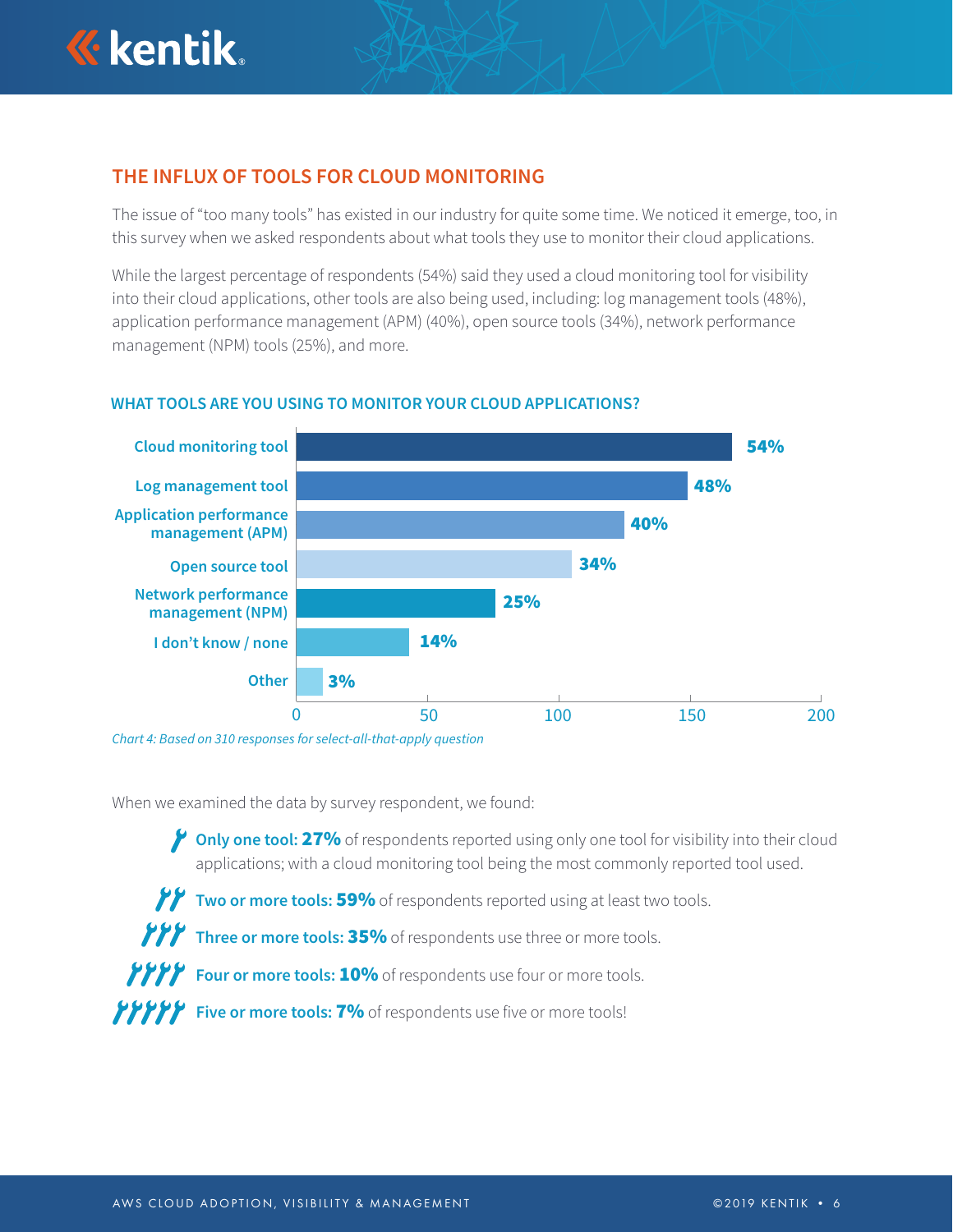## THE INFLUX OF TOOLS FOR CLOUD MONITORING

The issue of "too many tools" has existed in our industry for quite some time. We noticed it emerge, too, in this survey when we asked respondents about what tools they use to monitor their cloud applications.

While the largest percentage of respondents (54%) said they used a cloud monitoring tool for visibility into their cloud applications, other tools are also being used, including: log management tools (48%), application performance management (APM) (40%), open source tools (34%), network performance management (NPM) tools (25%), and more.

### WHAT TOOLS ARE YOU USING TO MONITOR YOUR CLOUD APPLICATIONS?

| Tool | Percentage |
| --- | --- |
| Cloud monitoring tool | 54% |
| Log management tool | 48% |
| Application performance management (APM) | 40% |
| Open source tool | 34% |
| Network performance management (NPM) | 25% |
| I don't know / none | 14% |
| Other | 3% |

*Chart 4: Based on 310 responses for select-all-that-apply question*

When we examined the data by survey respondent, we found:

- **Only one tool: 27%** of respondents reported using only one tool for visibility into their cloud applications; with a cloud monitoring tool being the most commonly reported tool used.
- **Two or more tools: 59%** of respondents reported using at least two tools.
- **Three or more tools: 35%** of respondents use three or more tools.
- **Four or more tools: 10%** of respondents use four or more tools.
- **Five or more tools: 7%** of respondents use five or more tools!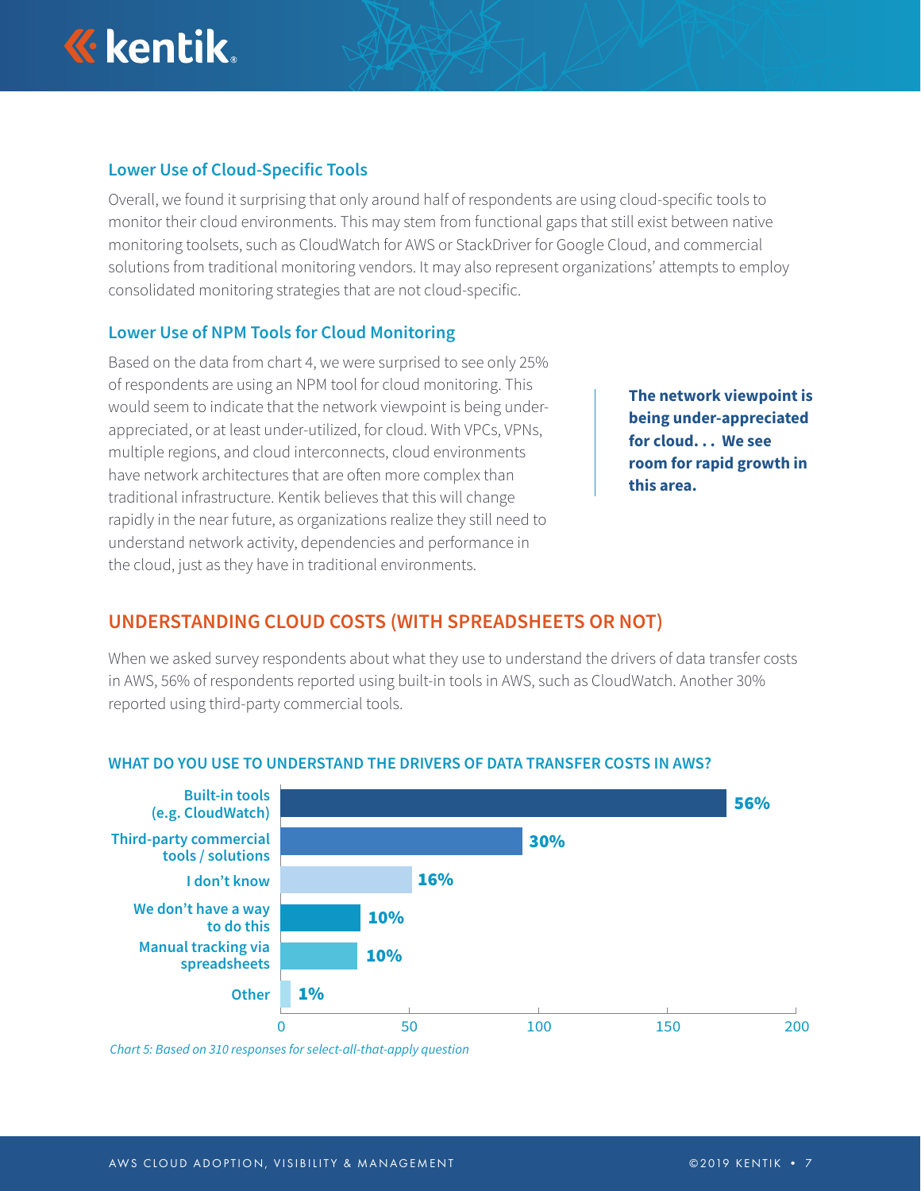### Lower Use of Cloud-Specific Tools

Overall, we found it surprising that only around half of respondents are using cloud-specific tools to monitor their cloud environments. This may stem from functional gaps that still exist between native monitoring toolsets, such as CloudWatch for AWS or StackDriver for Google Cloud, and commercial solutions from traditional monitoring vendors. It may also represent organizations' attempts to employ consolidated monitoring strategies that are not cloud-specific.

### Lower Use of NPM Tools for Cloud Monitoring

Based on the data from chart 4, we were surprised to see only 25% of respondents are using an NPM tool for cloud monitoring. This would seem to indicate that the network viewpoint is being under-appreciated, or at least under-utilized, for cloud. With VPCs, VPNs, multiple regions, and cloud interconnects, cloud environments have network architectures that are often more complex than traditional infrastructure. Kentik believes that this will change rapidly in the near future, as organizations realize they still need to understand network activity, dependencies and performance in the cloud, just as they have in traditional environments.

> **The network viewpoint is being under-appreciated for cloud. . . We see room for rapid growth in this area.**

## UNDERSTANDING CLOUD COSTS (WITH SPREADSHEETS OR NOT)

When we asked survey respondents about what they use to understand the drivers of data transfer costs in AWS, 56% of respondents reported using built-in tools in AWS, such as CloudWatch. Another 30% reported using third-party commercial tools.

**WHAT DO YOU USE TO UNDERSTAND THE DRIVERS OF DATA TRANSFER COSTS IN AWS?**

| Response | Percentage |
|---|---|
| Built-in tools (e.g. CloudWatch) | 56% |
| Third-party commercial tools / solutions | 30% |
| I don't know | 16% |
| We don't have a way to do this | 10% |
| Manual tracking via spreadsheets | 10% |
| Other | 1% |

*Chart 5: Based on 310 responses for select-all-that-apply question*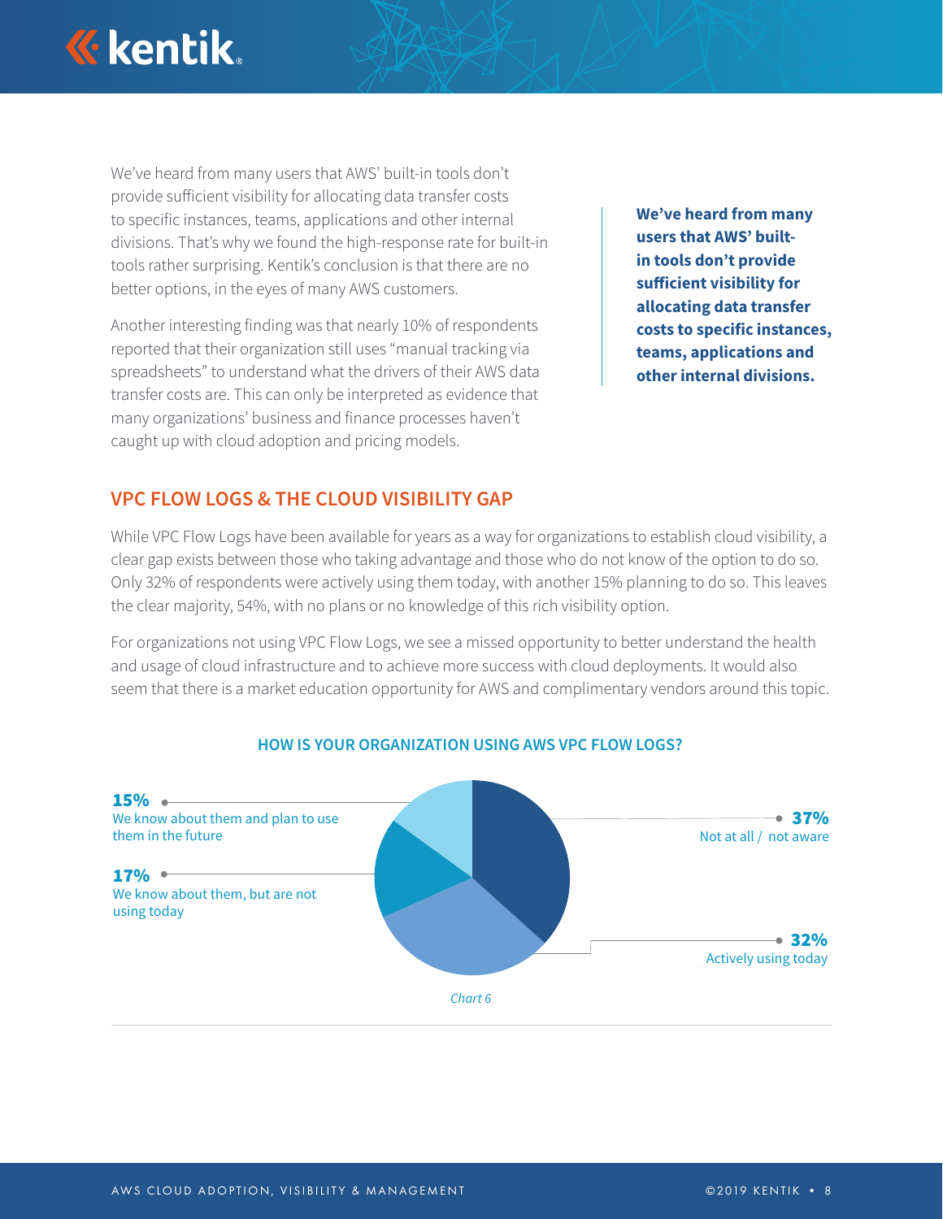We've heard from many users that AWS' built-in tools don't provide sufficient visibility for allocating data transfer costs to specific instances, teams, applications and other internal divisions. That's why we found the high-response rate for built-in tools rather surprising. Kentik's conclusion is that there are no better options, in the eyes of many AWS customers.

Another interesting finding was that nearly 10% of respondents reported that their organization still uses "manual tracking via spreadsheets" to understand what the drivers of their AWS data transfer costs are. This can only be interpreted as evidence that many organizations' business and finance processes haven't caught up with cloud adoption and pricing models.

**We've heard from many users that AWS' built-in tools don't provide sufficient visibility for allocating data transfer costs to specific instances, teams, applications and other internal divisions.**

## VPC FLOW LOGS & THE CLOUD VISIBILITY GAP

While VPC Flow Logs have been available for years as a way for organizations to establish cloud visibility, a clear gap exists between those who taking advantage and those who do not know of the option to do so. Only 32% of respondents were actively using them today, with another 15% planning to do so. This leaves the clear majority, 54%, with no plans or no knowledge of this rich visibility option.

For organizations not using VPC Flow Logs, we see a missed opportunity to better understand the health and usage of cloud infrastructure and to achieve more success with cloud deployments. It would also seem that there is a market education opportunity for AWS and complimentary vendors around this topic.

### HOW IS YOUR ORGANIZATION USING AWS VPC FLOW LOGS?

| Response | Percentage |
| --- | --- |
| Not at all / not aware | 37% |
| Actively using today | 32% |
| We know about them, but are not using today | 17% |
| We know about them and plan to use them in the future | 15% |

*Chart 6*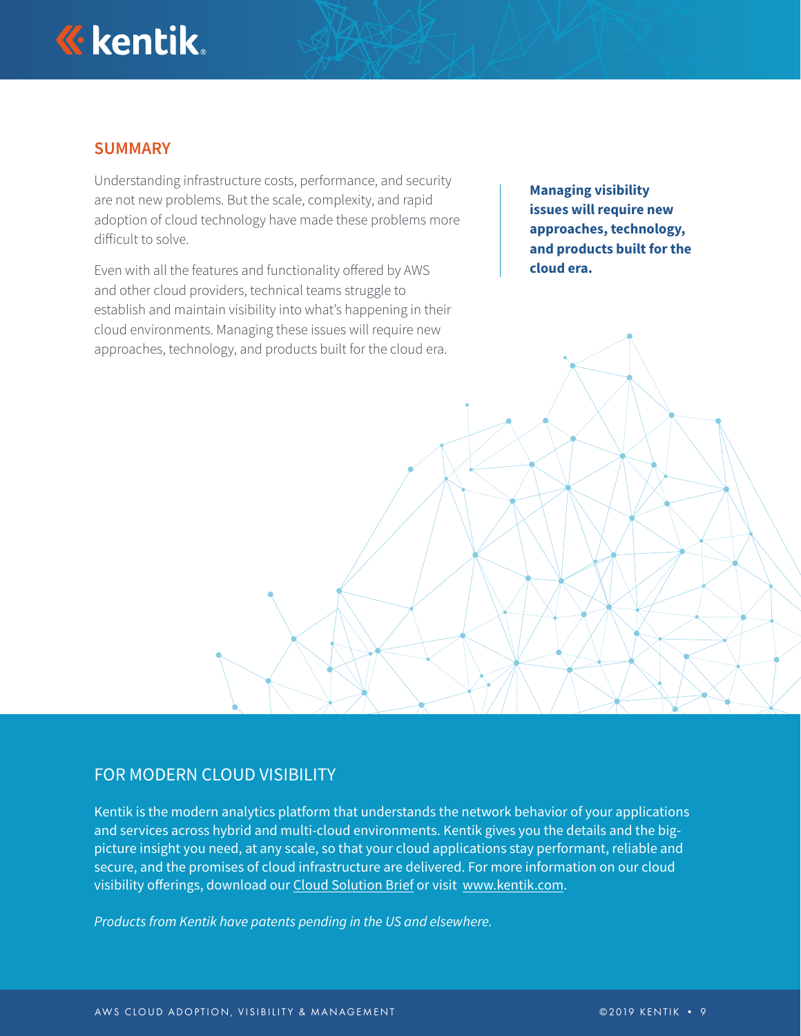## SUMMARY

Understanding infrastructure costs, performance, and security are not new problems. But the scale, complexity, and rapid adoption of cloud technology have made these problems more difficult to solve.

Even with all the features and functionality offered by AWS and other cloud providers, technical teams struggle to establish and maintain visibility into what's happening in their cloud environments. Managing these issues will require new approaches, technology, and products built for the cloud era.

**Managing visibility issues will require new approaches, technology, and products built for the cloud era.**

## FOR MODERN CLOUD VISIBILITY

Kentik is the modern analytics platform that understands the network behavior of your applications and services across hybrid and multi-cloud environments. Kentik gives you the details and the big-picture insight you need, at any scale, so that your cloud applications stay performant, reliable and secure, and the promises of cloud infrastructure are delivered. For more information on our cloud visibility offerings, download our Cloud Solution Brief or visit www.kentik.com.

*Products from Kentik have patents pending in the US and elsewhere.*